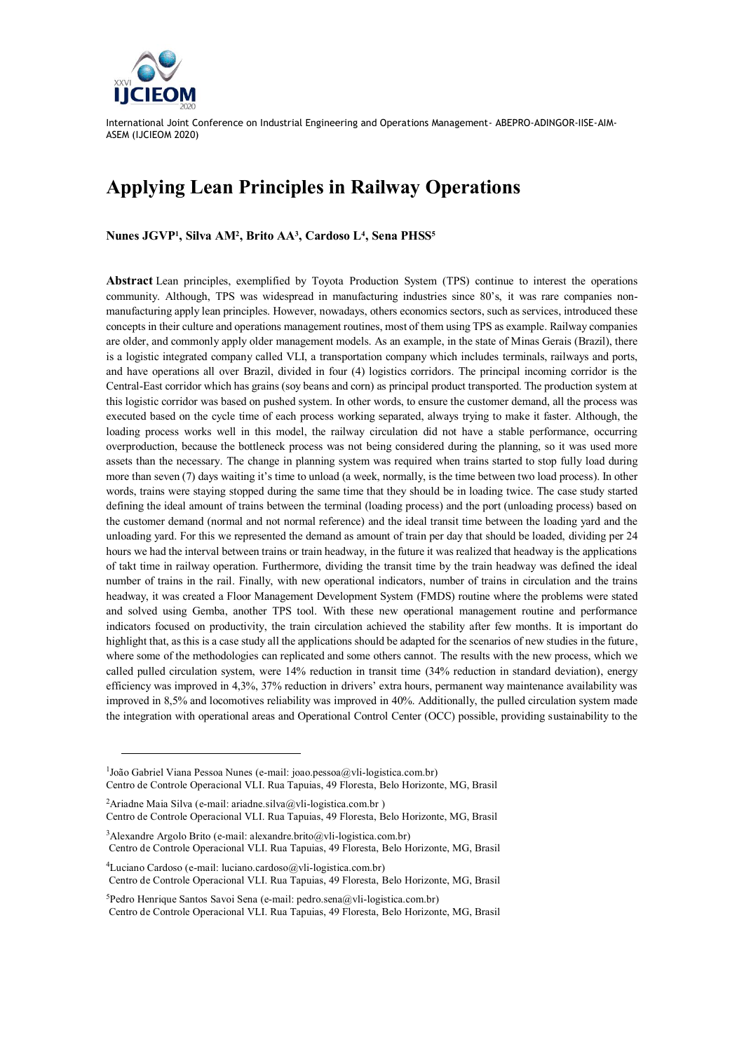# Applying Lean Principles in Railway Operations

**Nunes JGVP[1], Silva AM[2], Brito AA[3], Cardoso L[4], Sena PHSS[5]**

**Abstract** Lean principles, exemplified by Toyota Production System (TPS) continue to interest the operations community. Although, TPS was widespread in manufacturing industries since 80's, it was rare companies non-manufacturing apply lean principles. However, nowadays, others economics sectors, such as services, introduced these concepts in their culture and operations management routines, most of them using TPS as example. Railway companies are older, and commonly apply older management models. As an example, in the state of Minas Gerais (Brazil), there is a logistic integrated company called VLI, a transportation company which includes terminals, railways and ports, and have operations all over Brazil, divided in four (4) logistics corridors. The principal incoming corridor is the Central-East corridor which has grains (soy beans and corn) as principal product transported. The production system at this logistic corridor was based on pushed system. In other words, to ensure the customer demand, all the process was executed based on the cycle time of each process working separated, always trying to make it faster. Although, the loading process works well in this model, the railway circulation did not have a stable performance, occurring overproduction, because the bottleneck process was not being considered during the planning, so it was used more assets than the necessary. The change in planning system was required when trains started to stop fully load during more than seven (7) days waiting it's time to unload (a week, normally, is the time between two load process). In other words, trains were staying stopped during the same time that they should be in loading twice. The case study started defining the ideal amount of trains between the terminal (loading process) and the port (unloading process) based on the customer demand (normal and not normal reference) and the ideal transit time between the loading yard and the unloading yard. For this we represented the demand as amount of train per day that should be loaded, dividing per 24 hours we had the interval between trains or train headway, in the future it was realized that headway is the applications of takt time in railway operation. Furthermore, dividing the transit time by the train headway was defined the ideal number of trains in the rail. Finally, with new operational indicators, number of trains in circulation and the trains headway, it was created a Floor Management Development System (FMDS) routine where the problems were stated and solved using Gemba, another TPS tool. With these new operational management routine and performance indicators focused on productivity, the train circulation achieved the stability after few months. It is important do highlight that, as this is a case study all the applications should be adapted for the scenarios of new studies in the future, where some of the methodologies can replicated and some others cannot. The results with the new process, which we called pulled circulation system, were 14% reduction in transit time (34% reduction in standard deviation), energy efficiency was improved in 4,3%, 37% reduction in drivers' extra hours, permanent way maintenance availability was improved in 8,5% and locomotives reliability was improved in 40%. Additionally, the pulled circulation system made the integration with operational areas and Operational Control Center (OCC) possible, providing sustainability to the

---

[1] João Gabriel Viana Pessoa Nunes (e-mail: joao.pessoa@vli-logistica.com.br)
Centro de Controle Operacional VLI. Rua Tapuias, 49 Floresta, Belo Horizonte, MG, Brasil

[2] Ariadne Maia Silva (e-mail: ariadne.silva@vli-logistica.com.br )
Centro de Controle Operacional VLI. Rua Tapuias, 49 Floresta, Belo Horizonte, MG, Brasil

[3] Alexandre Argolo Brito (e-mail: alexandre.brito@vli-logistica.com.br)
Centro de Controle Operacional VLI. Rua Tapuias, 49 Floresta, Belo Horizonte, MG, Brasil

[4] Luciano Cardoso (e-mail: luciano.cardoso@vli-logistica.com.br)
Centro de Controle Operacional VLI. Rua Tapuias, 49 Floresta, Belo Horizonte, MG, Brasil

[5] Pedro Henrique Santos Savoi Sena (e-mail: pedro.sena@vli-logistica.com.br)
Centro de Controle Operacional VLI. Rua Tapuias, 49 Floresta, Belo Horizonte, MG, Brasil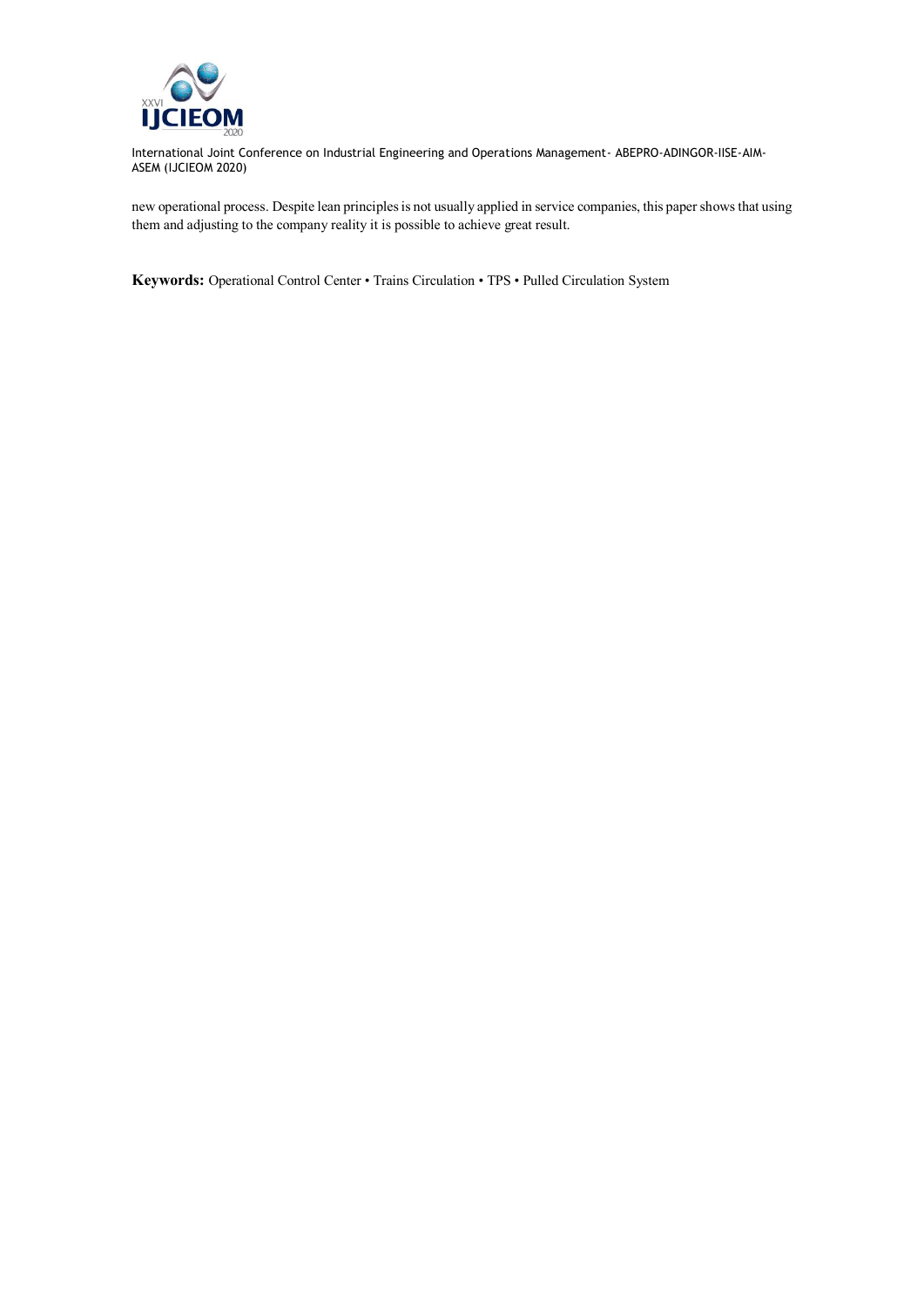new operational process. Despite lean principles is not usually applied in service companies, this paper shows that using them and adjusting to the company reality it is possible to achieve great result.

**Keywords:** Operational Control Center • Trains Circulation • TPS • Pulled Circulation System